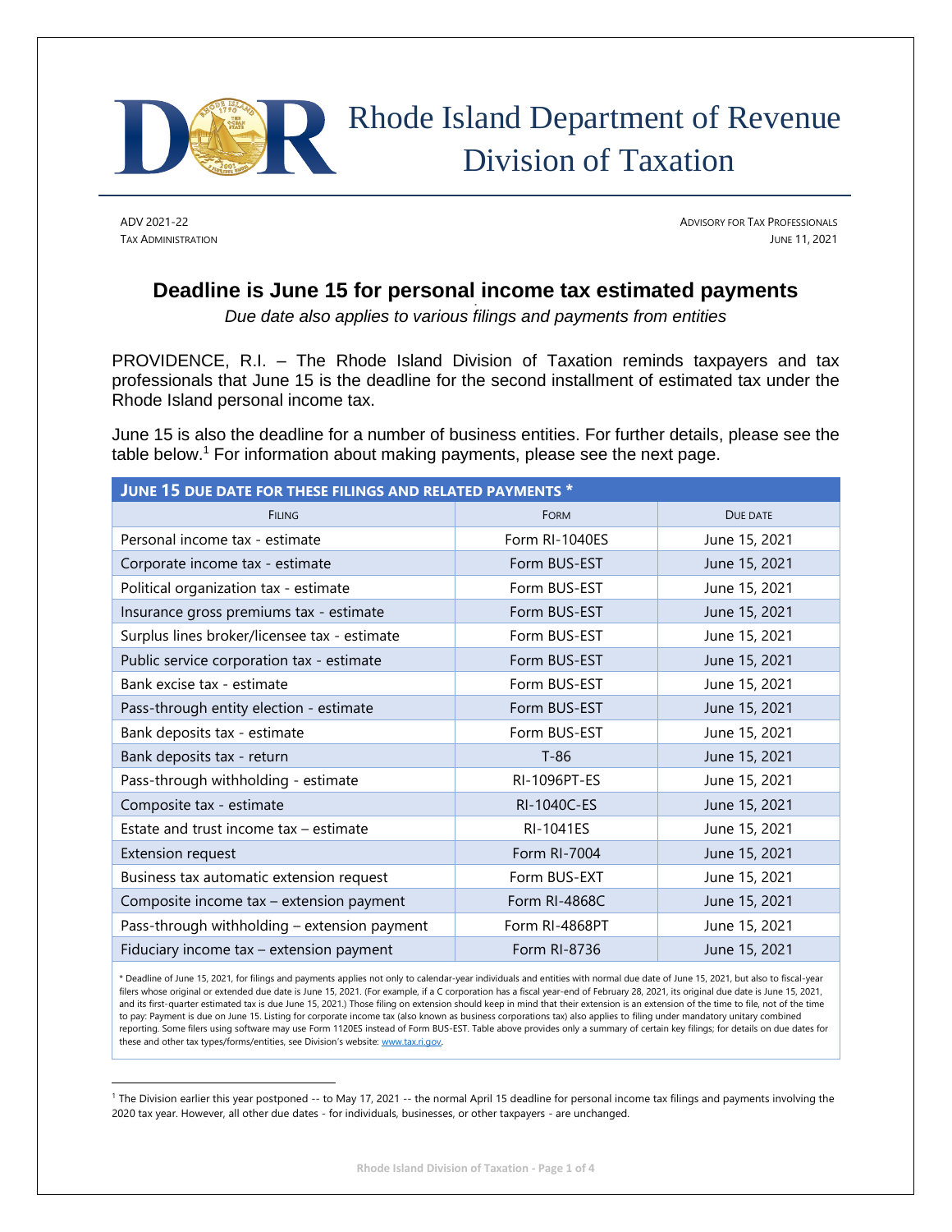# Rhode Island Department of Revenue
## Division of Taxation

ADV 2021-22
TAX ADMINISTRATION

ADVISORY FOR TAX PROFESSIONALS
JUNE 11, 2021

## Deadline is June 15 for personal income tax estimated payments

*Due date also applies to various filings and payments from entities*

PROVIDENCE, R.I. – The Rhode Island Division of Taxation reminds taxpayers and tax professionals that June 15 is the deadline for the second installment of estimated tax under the Rhode Island personal income tax.

June 15 is also the deadline for a number of business entities. For further details, please see the table below.[1] For information about making payments, please see the next page.

**JUNE 15 DUE DATE FOR THESE FILINGS AND RELATED PAYMENTS ***

| FILING | FORM | DUE DATE |
|---|---|---|
| Personal income tax - estimate | Form RI-1040ES | June 15, 2021 |
| Corporate income tax - estimate | Form BUS-EST | June 15, 2021 |
| Political organization tax - estimate | Form BUS-EST | June 15, 2021 |
| Insurance gross premiums tax - estimate | Form BUS-EST | June 15, 2021 |
| Surplus lines broker/licensee tax - estimate | Form BUS-EST | June 15, 2021 |
| Public service corporation tax - estimate | Form BUS-EST | June 15, 2021 |
| Bank excise tax - estimate | Form BUS-EST | June 15, 2021 |
| Pass-through entity election - estimate | Form BUS-EST | June 15, 2021 |
| Bank deposits tax - estimate | Form BUS-EST | June 15, 2021 |
| Bank deposits tax - return | T-86 | June 15, 2021 |
| Pass-through withholding - estimate | RI-1096PT-ES | June 15, 2021 |
| Composite tax - estimate | RI-1040C-ES | June 15, 2021 |
| Estate and trust income tax – estimate | RI-1041ES | June 15, 2021 |
| Extension request | Form RI-7004 | June 15, 2021 |
| Business tax automatic extension request | Form BUS-EXT | June 15, 2021 |
| Composite income tax – extension payment | Form RI-4868C | June 15, 2021 |
| Pass-through withholding – extension payment | Form RI-4868PT | June 15, 2021 |
| Fiduciary income tax – extension payment | Form RI-8736 | June 15, 2021 |

* Deadline of June 15, 2021, for filings and payments applies not only to calendar-year individuals and entities with normal due date of June 15, 2021, but also to fiscal-year filers whose original or extended due date is June 15, 2021. (For example, if a C corporation has a fiscal year-end of February 28, 2021, its original due date is June 15, 2021, and its first-quarter estimated tax is due June 15, 2021.) Those filing on extension should keep in mind that their extension is an extension of the time to file, not of the time to pay: Payment is due on June 15. Listing for corporate income tax (also known as business corporations tax) also applies to filing under mandatory unitary combined reporting. Some filers using software may use Form 1120ES instead of Form BUS-EST. Table above provides only a summary of certain key filings; for details on due dates for these and other tax types/forms/entities, see Division's website: www.tax.ri.gov.

[1] The Division earlier this year postponed -- to May 17, 2021 -- the normal April 15 deadline for personal income tax filings and payments involving the 2020 tax year. However, all other due dates - for individuals, businesses, or other taxpayers - are unchanged.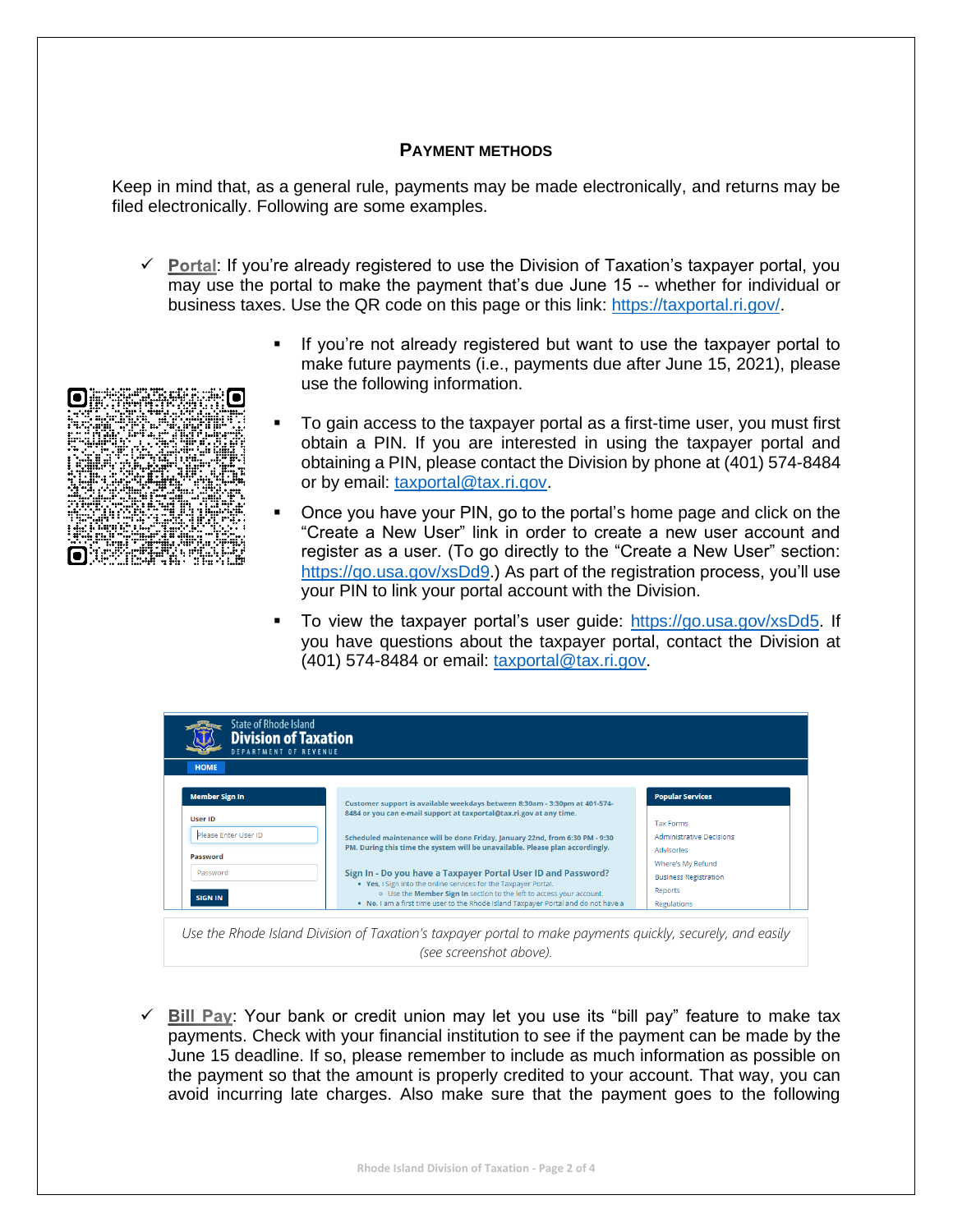## Payment Methods

Keep in mind that, as a general rule, payments may be made electronically, and returns may be filed electronically. Following are some examples.

- ✓ **Portal**: If you're already registered to use the Division of Taxation's taxpayer portal, you may use the portal to make the payment that's due June 15 -- whether for individual or business taxes. Use the QR code on this page or this link: https://taxportal.ri.gov/.
  - If you're not already registered but want to use the taxpayer portal to make future payments (i.e., payments due after June 15, 2021), please use the following information.
  - To gain access to the taxpayer portal as a first-time user, you must first obtain a PIN. If you are interested in using the taxpayer portal and obtaining a PIN, please contact the Division by phone at (401) 574-8484 or by email: taxportal@tax.ri.gov.
  - Once you have your PIN, go to the portal's home page and click on the "Create a New User" link in order to create a new user account and register as a user. (To go directly to the "Create a New User" section: https://go.usa.gov/xsDd9.) As part of the registration process, you'll use your PIN to link your portal account with the Division.
  - To view the taxpayer portal's user guide: https://go.usa.gov/xsDd5. If you have questions about the taxpayer portal, contact the Division at (401) 574-8484 or email: taxportal@tax.ri.gov.

*Use the Rhode Island Division of Taxation's taxpayer portal to make payments quickly, securely, and easily (see screenshot above).*

- ✓ **Bill Pay**: Your bank or credit union may let you use its "bill pay" feature to make tax payments. Check with your financial institution to see if the payment can be made by the June 15 deadline. If so, please remember to include as much information as possible on the payment so that the amount is properly credited to your account. That way, you can avoid incurring late charges. Also make sure that the payment goes to the following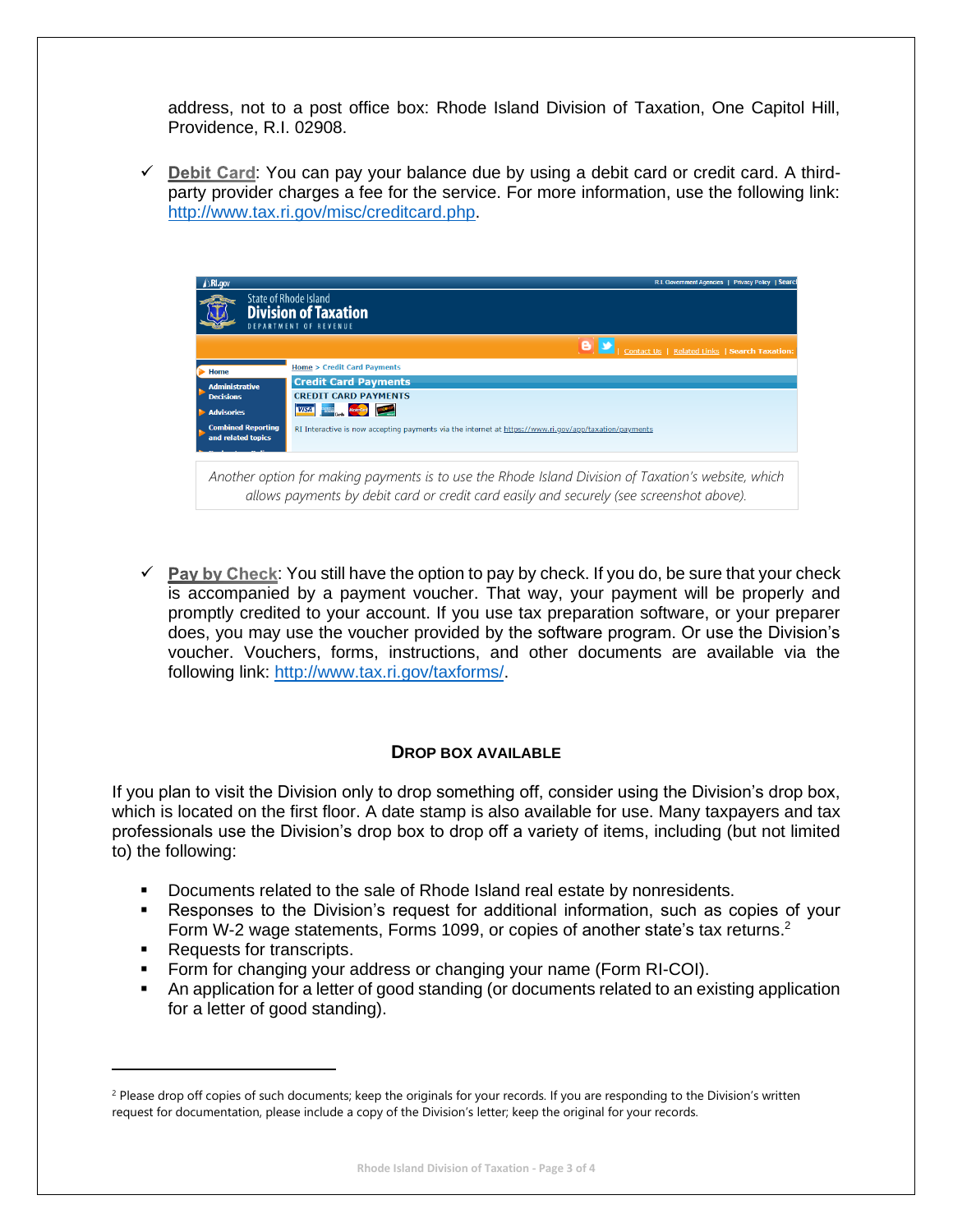address, not to a post office box: Rhode Island Division of Taxation, One Capitol Hill, Providence, R.I. 02908.

- ✓ **Debit Card**: You can pay your balance due by using a debit card or credit card. A third-party provider charges a fee for the service. For more information, use the following link: http://www.tax.ri.gov/misc/creditcard.php.

*Another option for making payments is to use the Rhode Island Division of Taxation's website, which allows payments by debit card or credit card easily and securely (see screenshot above).*

- ✓ **Pay by Check**: You still have the option to pay by check. If you do, be sure that your check is accompanied by a payment voucher. That way, your payment will be properly and promptly credited to your account. If you use tax preparation software, or your preparer does, you may use the voucher provided by the software program. Or use the Division's voucher. Vouchers, forms, instructions, and other documents are available via the following link: http://www.tax.ri.gov/taxforms/.

### DROP BOX AVAILABLE

If you plan to visit the Division only to drop something off, consider using the Division's drop box, which is located on the first floor. A date stamp is also available for use. Many taxpayers and tax professionals use the Division's drop box to drop off a variety of items, including (but not limited to) the following:

- Documents related to the sale of Rhode Island real estate by nonresidents.
- Responses to the Division's request for additional information, such as copies of your Form W-2 wage statements, Forms 1099, or copies of another state's tax returns.[2]
- Requests for transcripts.
- Form for changing your address or changing your name (Form RI-COI).
- An application for a letter of good standing (or documents related to an existing application for a letter of good standing).

---

[2] Please drop off copies of such documents; keep the originals for your records. If you are responding to the Division's written request for documentation, please include a copy of the Division's letter; keep the original for your records.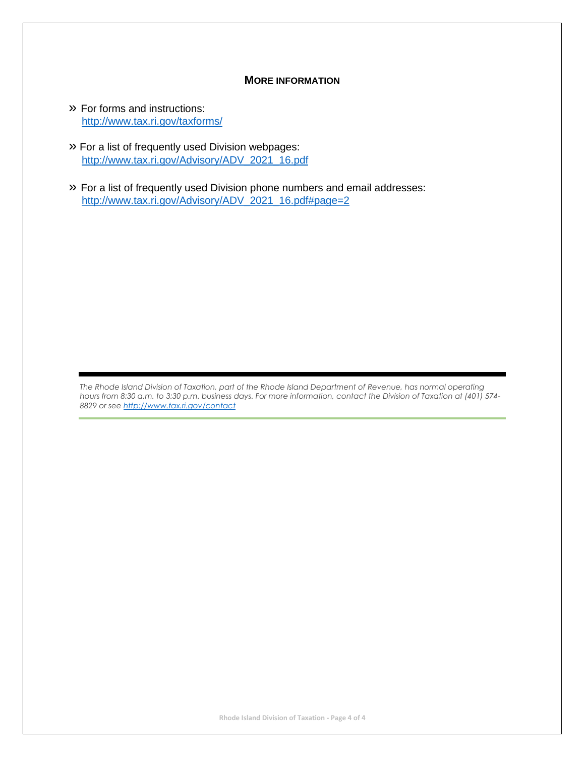## MORE INFORMATION

- » For forms and instructions:
  http://www.tax.ri.gov/taxforms/

- » For a list of frequently used Division webpages:
  http://www.tax.ri.gov/Advisory/ADV_2021_16.pdf

- » For a list of frequently used Division phone numbers and email addresses:
  http://www.tax.ri.gov/Advisory/ADV_2021_16.pdf#page=2

*The Rhode Island Division of Taxation, part of the Rhode Island Department of Revenue, has normal operating hours from 8:30 a.m. to 3:30 p.m. business days. For more information, contact the Division of Taxation at (401) 574-8829 or see http://www.tax.ri.gov/contact*